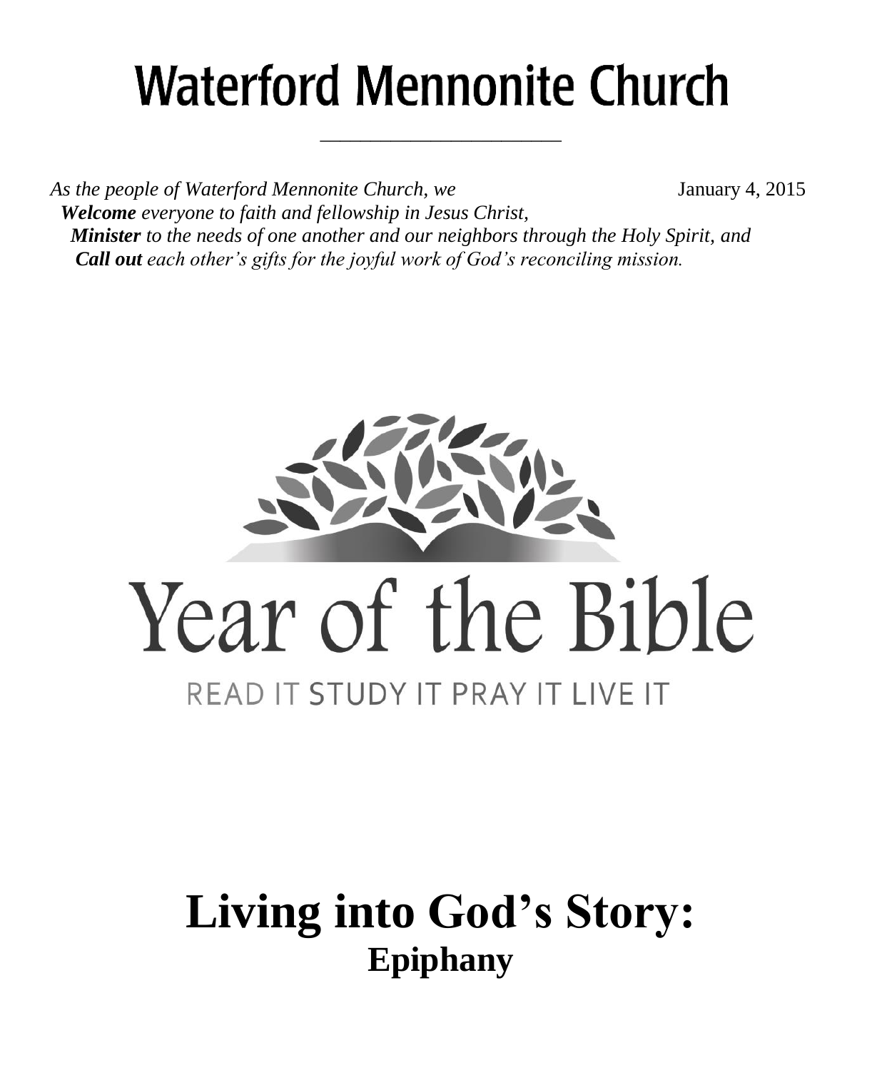# Waterford Mennonite Church

*As the people of Waterford Mennonite Church, we*

January 4, 2015

***Welcome*** *everyone to faith and fellowship in Jesus Christ,*
***Minister*** *to the needs of one another and our neighbors through the Holy Spirit, and*
***Call out*** *each other's gifts for the joyful work of God's reconciling mission.*

Year of the Bible

READ IT STUDY IT PRAY IT LIVE IT

# Living into God's Story:
## Epiphany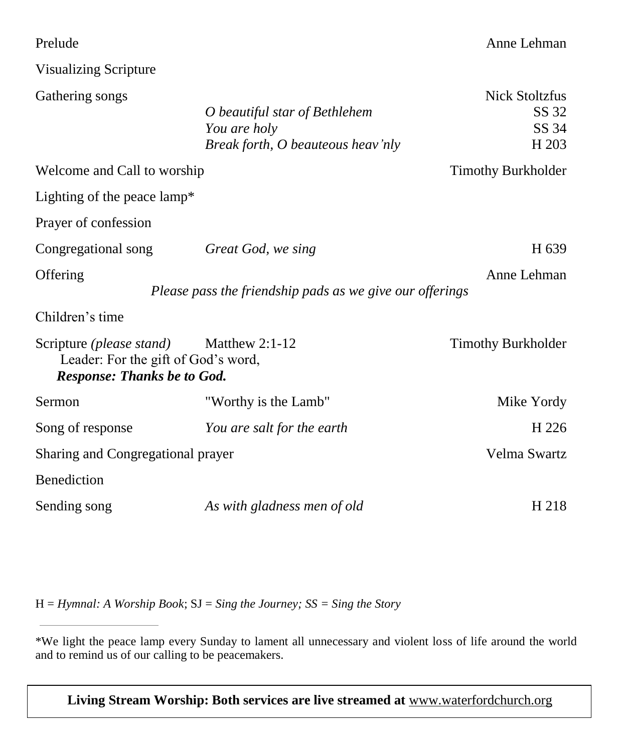| | | |
|---|---|---|
| Prelude | | Anne Lehman |
| Visualizing Scripture | | |
| Gathering songs | | Nick Stoltzfus |
| | *O beautiful star of Bethlehem* | SS 32 |
| | *You are holy* | SS 34 |
| | *Break forth, O beauteous heav'nly* | H 203 |
| Welcome and Call to worship | | Timothy Burkholder |
| Lighting of the peace lamp* | | |
| Prayer of confession | | |
| Congregational song | *Great God, we sing* | H 639 |
| Offering | | Anne Lehman |
| | *Please pass the friendship pads as we give our offerings* | |
| Children's time | | |
| Scripture *(please stand)* | Matthew 2:1-12 | Timothy Burkholder |

Leader: For the gift of God's word,
***Response: Thanks be to God.***

| | | |
|---|---|---|
| Sermon | "Worthy is the Lamb" | Mike Yordy |
| Song of response | *You are salt for the earth* | H 226 |
| Sharing and Congregational prayer | | Velma Swartz |
| Benediction | | |
| Sending song | *As with gladness men of old* | H 218 |

H = *Hymnal: A Worship Book*; SJ = *Sing the Journey; SS = Sing the Story*

---

*We light the peace lamp every Sunday to lament all unnecessary and violent loss of life around the world and to remind us of our calling to be peacemakers.

**Living Stream Worship: Both services are live streamed at** www.waterfordchurch.org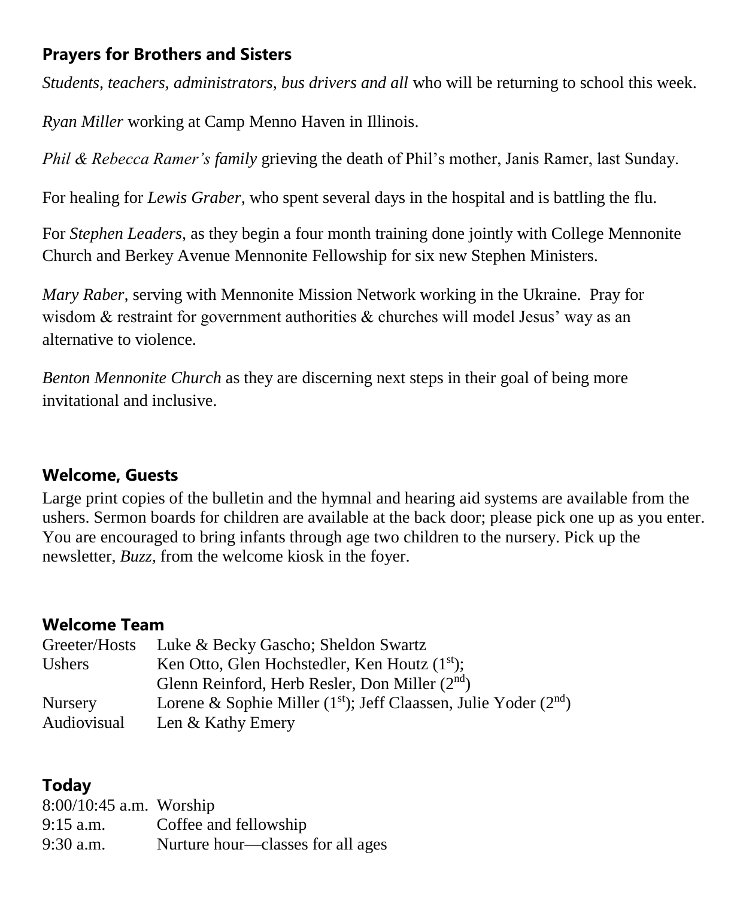## Prayers for Brothers and Sisters

*Students, teachers, administrators, bus drivers and all* who will be returning to school this week.

*Ryan Miller* working at Camp Menno Haven in Illinois.

*Phil & Rebecca Ramer's family* grieving the death of Phil's mother, Janis Ramer, last Sunday.

For healing for *Lewis Graber,* who spent several days in the hospital and is battling the flu.

For *Stephen Leaders,* as they begin a four month training done jointly with College Mennonite Church and Berkey Avenue Mennonite Fellowship for six new Stephen Ministers.

*Mary Raber*, serving with Mennonite Mission Network working in the Ukraine. Pray for wisdom & restraint for government authorities & churches will model Jesus' way as an alternative to violence.

*Benton Mennonite Church* as they are discerning next steps in their goal of being more invitational and inclusive.

## Welcome, Guests

Large print copies of the bulletin and the hymnal and hearing aid systems are available from the ushers. Sermon boards for children are available at the back door; please pick one up as you enter. You are encouraged to bring infants through age two children to the nursery. Pick up the newsletter, *Buzz,* from the welcome kiosk in the foyer.

## Welcome Team

| | |
|---|---|
| Greeter/Hosts | Luke & Becky Gascho; Sheldon Swartz |
| Ushers | Ken Otto, Glen Hochstedler, Ken Houtz (1st); Glenn Reinford, Herb Resler, Don Miller (2nd) |
| Nursery | Lorene & Sophie Miller (1st); Jeff Claassen, Julie Yoder (2nd) |
| Audiovisual | Len & Kathy Emery |

## Today

| | |
|---|---|
| 8:00/10:45 a.m. | Worship |
| 9:15 a.m. | Coffee and fellowship |
| 9:30 a.m. | Nurture hour—classes for all ages |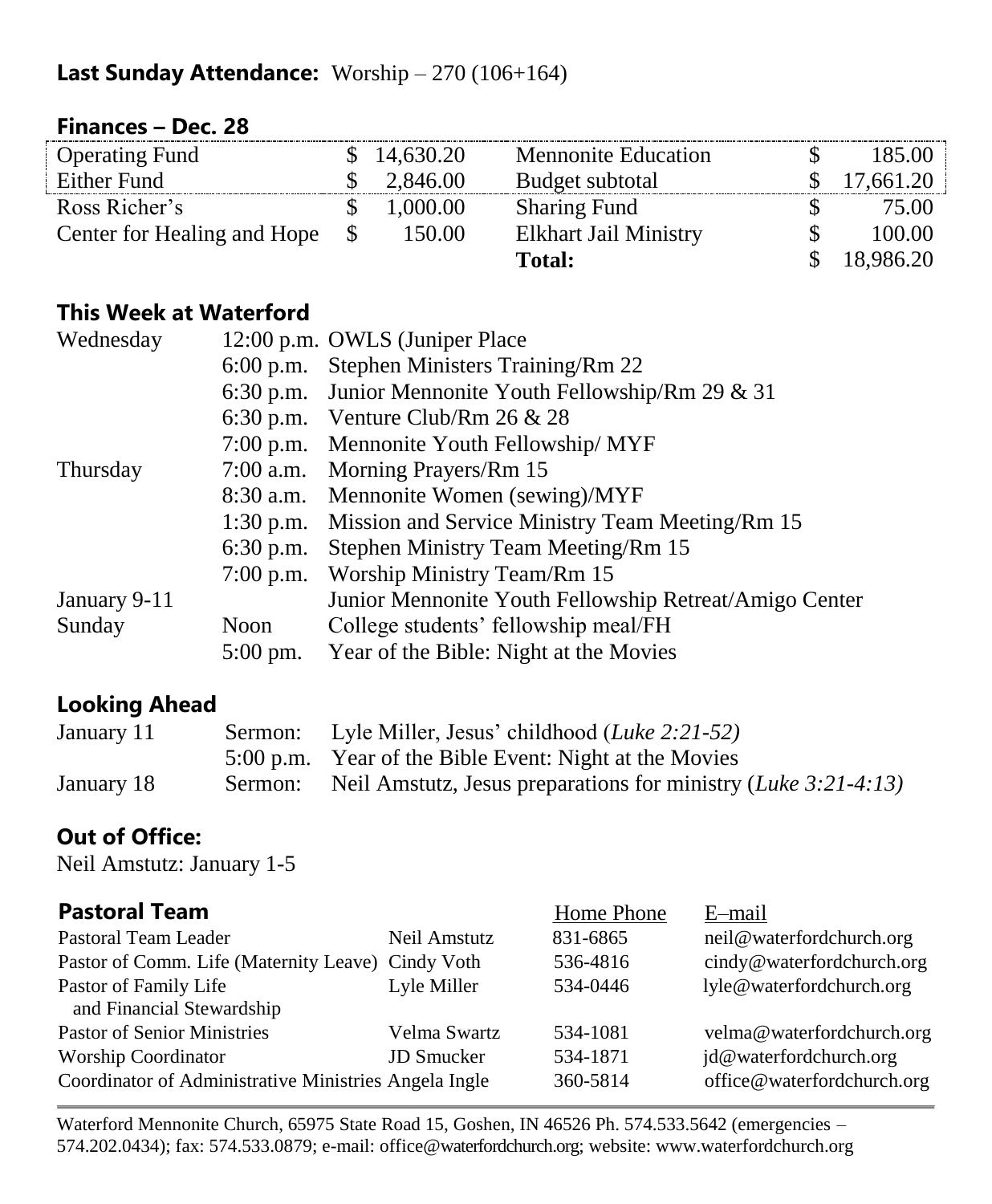**Last Sunday Attendance:** Worship – 270 (106+164)

### Finances – Dec. 28

| | | | |
|---|---|---|---|
| Operating Fund | $ 14,630.20 | Mennonite Education | $ 185.00 |
| Either Fund | $ 2,846.00 | Budget subtotal | $ 17,661.20 |
| Ross Richer's | $ 1,000.00 | Sharing Fund | $ 75.00 |
| Center for Healing and Hope | $ 150.00 | Elkhart Jail Ministry | $ 100.00 |
| | | **Total:** | $ 18,986.20 |

### This Week at Waterford

| | | |
|---|---|---|
| Wednesday | 12:00 p.m. | OWLS (Juniper Place |
| | 6:00 p.m. | Stephen Ministers Training/Rm 22 |
| | 6:30 p.m. | Junior Mennonite Youth Fellowship/Rm 29 & 31 |
| | 6:30 p.m. | Venture Club/Rm 26 & 28 |
| | 7:00 p.m. | Mennonite Youth Fellowship/ MYF |
| Thursday | 7:00 a.m. | Morning Prayers/Rm 15 |
| | 8:30 a.m. | Mennonite Women (sewing)/MYF |
| | 1:30 p.m. | Mission and Service Ministry Team Meeting/Rm 15 |
| | 6:30 p.m. | Stephen Ministry Team Meeting/Rm 15 |
| | 7:00 p.m. | Worship Ministry Team/Rm 15 |
| January 9-11 | | Junior Mennonite Youth Fellowship Retreat/Amigo Center |
| Sunday | Noon | College students' fellowship meal/FH |
| | 5:00 pm. | Year of the Bible: Night at the Movies |

### Looking Ahead

| | | |
|---|---|---|
| January 11 | Sermon: | Lyle Miller, Jesus' childhood (*Luke 2:21-52)* |
| | 5:00 p.m. | Year of the Bible Event: Night at the Movies |
| January 18 | Sermon: | Neil Amstutz, Jesus preparations for ministry (*Luke 3:21-4:13)* |

### Out of Office:

Neil Amstutz: January 1-5

### Pastoral Team

| | | Home Phone | E–mail |
|---|---|---|---|
| Pastoral Team Leader | Neil Amstutz | 831-6865 | neil@waterfordchurch.org |
| Pastor of Comm. Life (Maternity Leave) | Cindy Voth | 536-4816 | cindy@waterfordchurch.org |
| Pastor of Family Life and Financial Stewardship | Lyle Miller | 534-0446 | lyle@waterfordchurch.org |
| Pastor of Senior Ministries | Velma Swartz | 534-1081 | velma@waterfordchurch.org |
| Worship Coordinator | JD Smucker | 534-1871 | jd@waterfordchurch.org |
| Coordinator of Administrative Ministries | Angela Ingle | 360-5814 | office@waterfordchurch.org |

Waterford Mennonite Church, 65975 State Road 15, Goshen, IN 46526 Ph. 574.533.5642 (emergencies – 574.202.0434); fax: 574.533.0879; e-mail: office@waterfordchurch.org; website: www.waterfordchurch.org